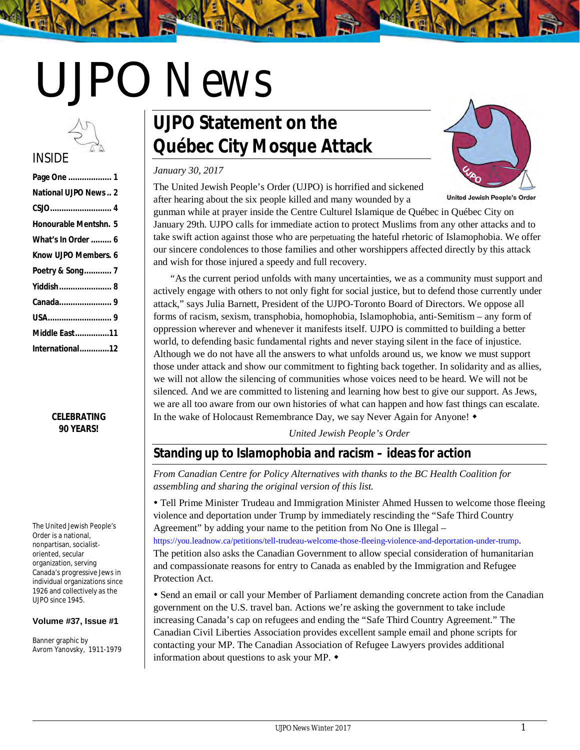# UJPO News

INSIDE

- Page One ................... 1
- National UJPO News .. 2
- CSJO........................... 4
- Honourable Mentshn. 5
- What's In Order ......... 6
- Know UJPO Members. 6
- Poetry & Song........... 7
- Yiddish....................... 8
- Canada....................... 9
- USA............................ 9
- Middle East...............11
- International.............12

**CELEBRATING 90 YEARS!**

The United Jewish People's Order is a national, nonpartisan, socialist-oriented, secular organization, serving Canada's progressive Jews in individual organizations since 1926 and collectively as the UJPO since 1945.

**Volume #37, Issue #1**

Banner graphic by Avrom Yanovsky, 1911-1979

## UJPO Statement on the Québec City Mosque Attack

*January 30, 2017*

United Jewish People's Order

The United Jewish People's Order (UJPO) is horrified and sickened after hearing about the six people killed and many wounded by a gunman while at prayer inside the Centre Culturel Islamique de Québec in Québec City on January 29th. UJPO calls for immediate action to protect Muslims from any other attacks and to take swift action against those who are perpetuating the hateful rhetoric of Islamophobia. We offer our sincere condolences to those families and other worshippers affected directly by this attack and wish for those injured a speedy and full recovery.

"As the current period unfolds with many uncertainties, we as a community must support and actively engage with others to not only fight for social justice, but to defend those currently under attack," says Julia Barnett, President of the UJPO-Toronto Board of Directors. We oppose all forms of racism, sexism, transphobia, homophobia, Islamophobia, anti-Semitism – any form of oppression wherever and whenever it manifests itself. UJPO is committed to building a better world, to defending basic fundamental rights and never staying silent in the face of injustice. Although we do not have all the answers to what unfolds around us, we know we must support those under attack and show our commitment to fighting back together. In solidarity and as allies, we will not allow the silencing of communities whose voices need to be heard. We will not be silenced. And we are committed to listening and learning how best to give our support. As Jews, we are all too aware from our own histories of what can happen and how fast things can escalate. In the wake of Holocaust Remembrance Day, we say Never Again for Anyone! ◆

*United Jewish People's Order*

## Standing up to Islamophobia and racism – ideas for action

*From Canadian Centre for Policy Alternatives with thanks to the BC Health Coalition for assembling and sharing the original version of this list.*

- Tell Prime Minister Trudeau and Immigration Minister Ahmed Hussen to welcome those fleeing violence and deportation under Trump by immediately rescinding the "Safe Third Country Agreement" by adding your name to the petition from No One is Illegal – https://you.leadnow.ca/petitions/tell-trudeau-welcome-those-fleeing-violence-and-deportation-under-trump. The petition also asks the Canadian Government to allow special consideration of humanitarian and compassionate reasons for entry to Canada as enabled by the Immigration and Refugee Protection Act.
- Send an email or call your Member of Parliament demanding concrete action from the Canadian government on the U.S. travel ban. Actions we're asking the government to take include increasing Canada's cap on refugees and ending the "Safe Third Country Agreement." The Canadian Civil Liberties Association provides excellent sample email and phone scripts for contacting your MP. The Canadian Association of Refugee Lawyers provides additional information about questions to ask your MP. ◆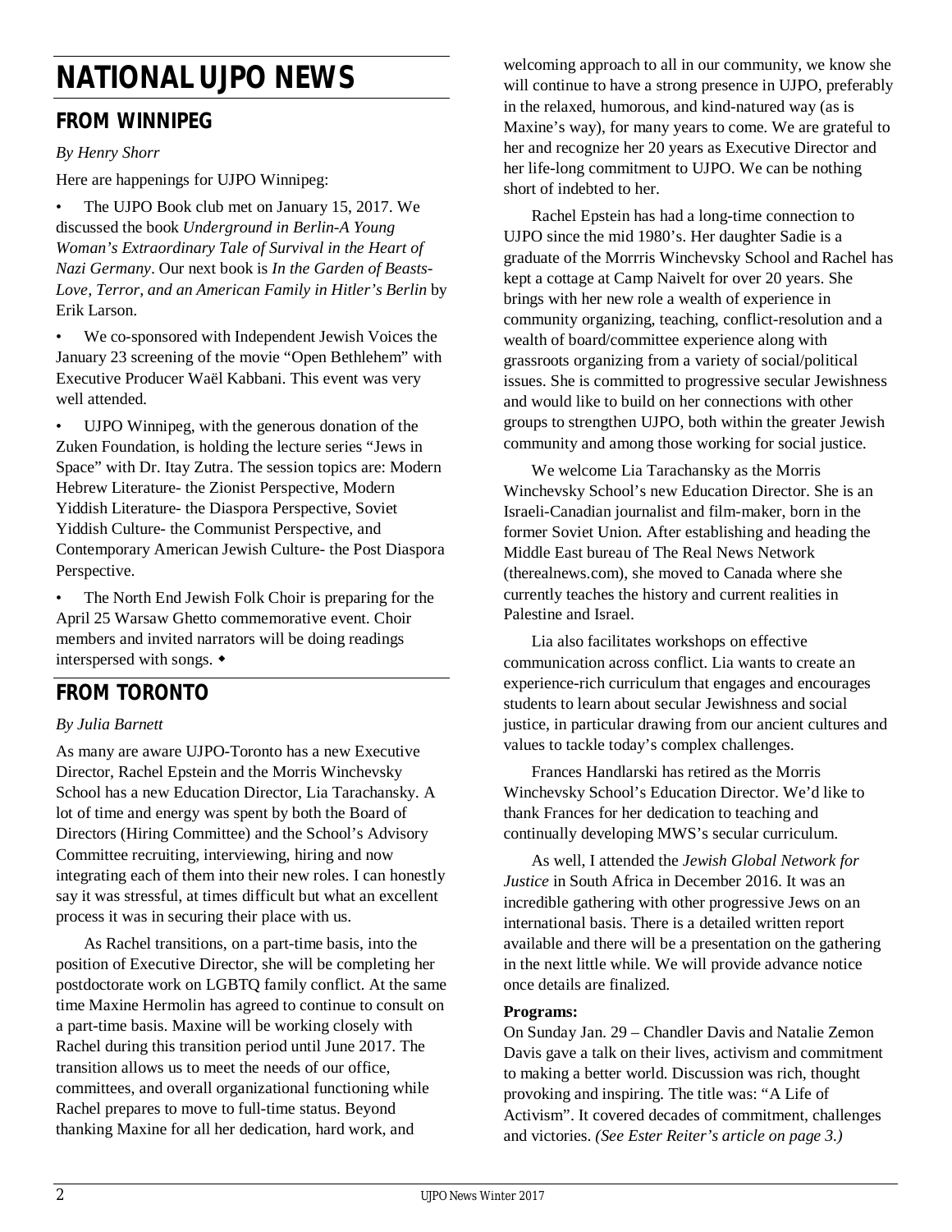# NATIONAL UJPO NEWS

## FROM WINNIPEG

*By Henry Shorr*

Here are happenings for UJPO Winnipeg:

- The UJPO Book club met on January 15, 2017. We discussed the book *Underground in Berlin-A Young Woman's Extraordinary Tale of Survival in the Heart of Nazi Germany*. Our next book is *In the Garden of Beasts-Love, Terror, and an American Family in Hitler's Berlin* by Erik Larson.
- We co-sponsored with Independent Jewish Voices the January 23 screening of the movie "Open Bethlehem" with Executive Producer Waël Kabbani. This event was very well attended.
- UJPO Winnipeg, with the generous donation of the Zuken Foundation, is holding the lecture series "Jews in Space" with Dr. Itay Zutra. The session topics are: Modern Hebrew Literature- the Zionist Perspective, Modern Yiddish Literature- the Diaspora Perspective, Soviet Yiddish Culture- the Communist Perspective, and Contemporary American Jewish Culture- the Post Diaspora Perspective.
- The North End Jewish Folk Choir is preparing for the April 25 Warsaw Ghetto commemorative event. Choir members and invited narrators will be doing readings interspersed with songs. ◆

## FROM TORONTO

*By Julia Barnett*

As many are aware UJPO-Toronto has a new Executive Director, Rachel Epstein and the Morris Winchevsky School has a new Education Director, Lia Tarachansky. A lot of time and energy was spent by both the Board of Directors (Hiring Committee) and the School's Advisory Committee recruiting, interviewing, hiring and now integrating each of them into their new roles. I can honestly say it was stressful, at times difficult but what an excellent process it was in securing their place with us.

As Rachel transitions, on a part-time basis, into the position of Executive Director, she will be completing her postdoctorate work on LGBTQ family conflict. At the same time Maxine Hermolin has agreed to continue to consult on a part-time basis. Maxine will be working closely with Rachel during this transition period until June 2017. The transition allows us to meet the needs of our office, committees, and overall organizational functioning while Rachel prepares to move to full-time status. Beyond thanking Maxine for all her dedication, hard work, and welcoming approach to all in our community, we know she will continue to have a strong presence in UJPO, preferably in the relaxed, humorous, and kind-natured way (as is Maxine's way), for many years to come. We are grateful to her and recognize her 20 years as Executive Director and her life-long commitment to UJPO. We can be nothing short of indebted to her.

Rachel Epstein has had a long-time connection to UJPO since the mid 1980's. Her daughter Sadie is a graduate of the Morrris Winchevsky School and Rachel has kept a cottage at Camp Naivelt for over 20 years. She brings with her new role a wealth of experience in community organizing, teaching, conflict-resolution and a wealth of board/committee experience along with grassroots organizing from a variety of social/political issues. She is committed to progressive secular Jewishness and would like to build on her connections with other groups to strengthen UJPO, both within the greater Jewish community and among those working for social justice.

We welcome Lia Tarachansky as the Morris Winchevsky School's new Education Director. She is an Israeli-Canadian journalist and film-maker, born in the former Soviet Union. After establishing and heading the Middle East bureau of The Real News Network (therealnews.com), she moved to Canada where she currently teaches the history and current realities in Palestine and Israel.

Lia also facilitates workshops on effective communication across conflict. Lia wants to create an experience-rich curriculum that engages and encourages students to learn about secular Jewishness and social justice, in particular drawing from our ancient cultures and values to tackle today's complex challenges.

Frances Handlarski has retired as the Morris Winchevsky School's Education Director. We'd like to thank Frances for her dedication to teaching and continually developing MWS's secular curriculum.

As well, I attended the *Jewish Global Network for Justice* in South Africa in December 2016. It was an incredible gathering with other progressive Jews on an international basis. There is a detailed written report available and there will be a presentation on the gathering in the next little while. We will provide advance notice once details are finalized.

**Programs:**

On Sunday Jan. 29 – Chandler Davis and Natalie Zemon Davis gave a talk on their lives, activism and commitment to making a better world. Discussion was rich, thought provoking and inspiring. The title was: "A Life of Activism". It covered decades of commitment, challenges and victories. *(See Ester Reiter's article on page 3.)*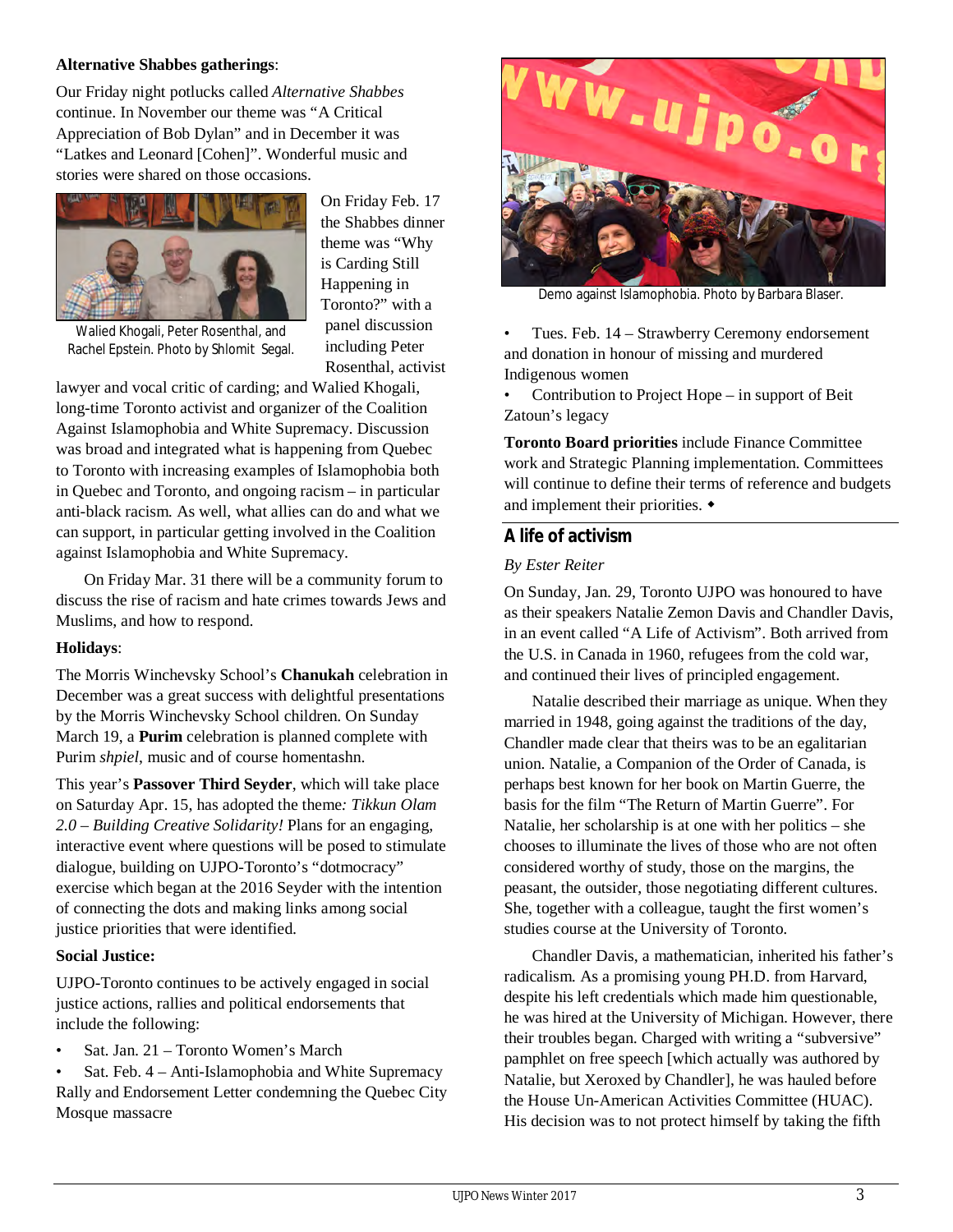**Alternative Shabbes gatherings**:

Our Friday night potlucks called *Alternative Shabbes* continue. In November our theme was "A Critical Appreciation of Bob Dylan" and in December it was "Latkes and Leonard [Cohen]". Wonderful music and stories were shared on those occasions.

Walied Khogali, Peter Rosenthal, and Rachel Epstein. Photo by Shlomit Segal.

On Friday Feb. 17 the Shabbes dinner theme was "Why is Carding Still Happening in Toronto?" with a panel discussion including Peter Rosenthal, activist lawyer and vocal critic of carding; and Walied Khogali, long-time Toronto activist and organizer of the Coalition Against Islamophobia and White Supremacy. Discussion was broad and integrated what is happening from Quebec to Toronto with increasing examples of Islamophobia both in Quebec and Toronto, and ongoing racism – in particular anti-black racism. As well, what allies can do and what we can support, in particular getting involved in the Coalition against Islamophobia and White Supremacy.

On Friday Mar. 31 there will be a community forum to discuss the rise of racism and hate crimes towards Jews and Muslims, and how to respond.

**Holidays**:

The Morris Winchevsky School's **Chanukah** celebration in December was a great success with delightful presentations by the Morris Winchevsky School children. On Sunday March 19, a **Purim** celebration is planned complete with Purim *shpiel*, music and of course homentashn.

This year's **Passover Third Seyder**, which will take place on Saturday Apr. 15, has adopted the theme*: Tikkun Olam 2.0 – Building Creative Solidarity!* Plans for an engaging, interactive event where questions will be posed to stimulate dialogue, building on UJPO-Toronto's "dotmocracy" exercise which began at the 2016 Seyder with the intention of connecting the dots and making links among social justice priorities that were identified.

**Social Justice:**

UJPO-Toronto continues to be actively engaged in social justice actions, rallies and political endorsements that include the following:

- Sat. Jan. 21 – Toronto Women's March
- Sat. Feb. 4 – Anti-Islamophobia and White Supremacy Rally and Endorsement Letter condemning the Quebec City Mosque massacre

Demo against Islamophobia. Photo by Barbara Blaser.

- Tues. Feb. 14 – Strawberry Ceremony endorsement and donation in honour of missing and murdered Indigenous women
- Contribution to Project Hope – in support of Beit Zatoun's legacy

**Toronto Board priorities** include Finance Committee work and Strategic Planning implementation. Committees will continue to define their terms of reference and budgets and implement their priorities. ◆

## A life of activism

*By Ester Reiter*

On Sunday, Jan. 29, Toronto UJPO was honoured to have as their speakers Natalie Zemon Davis and Chandler Davis, in an event called "A Life of Activism". Both arrived from the U.S. in Canada in 1960, refugees from the cold war, and continued their lives of principled engagement.

Natalie described their marriage as unique. When they married in 1948, going against the traditions of the day, Chandler made clear that theirs was to be an egalitarian union. Natalie, a Companion of the Order of Canada, is perhaps best known for her book on Martin Guerre, the basis for the film "The Return of Martin Guerre". For Natalie, her scholarship is at one with her politics – she chooses to illuminate the lives of those who are not often considered worthy of study, those on the margins, the peasant, the outsider, those negotiating different cultures. She, together with a colleague, taught the first women's studies course at the University of Toronto.

Chandler Davis, a mathematician, inherited his father's radicalism. As a promising young PH.D. from Harvard, despite his left credentials which made him questionable, he was hired at the University of Michigan. However, there their troubles began. Charged with writing a "subversive" pamphlet on free speech [which actually was authored by Natalie, but Xeroxed by Chandler], he was hauled before the House Un-American Activities Committee (HUAC). His decision was to not protect himself by taking the fifth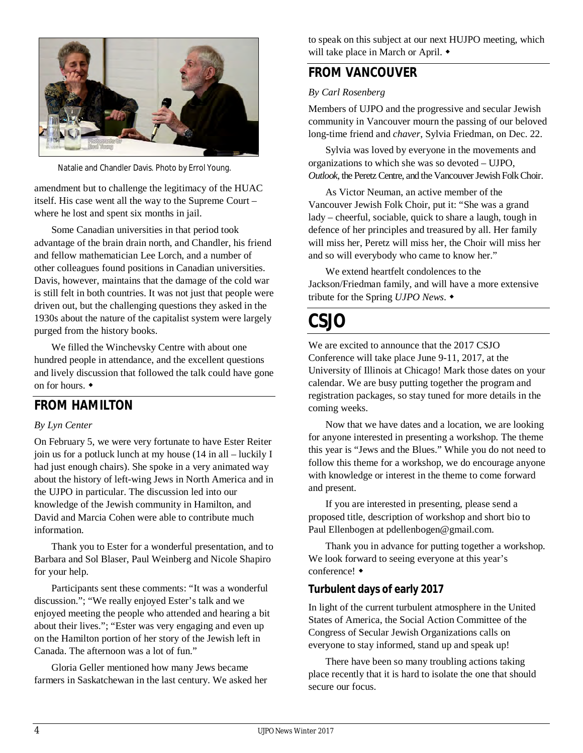Natalie and Chandler Davis. Photo by Errol Young.

amendment but to challenge the legitimacy of the HUAC itself. His case went all the way to the Supreme Court – where he lost and spent six months in jail.

Some Canadian universities in that period took advantage of the brain drain north, and Chandler, his friend and fellow mathematician Lee Lorch, and a number of other colleagues found positions in Canadian universities. Davis, however, maintains that the damage of the cold war is still felt in both countries. It was not just that people were driven out, but the challenging questions they asked in the 1930s about the nature of the capitalist system were largely purged from the history books.

We filled the Winchevsky Centre with about one hundred people in attendance, and the excellent questions and lively discussion that followed the talk could have gone on for hours. ◆

## FROM HAMILTON

*By Lyn Center*

On February 5, we were very fortunate to have Ester Reiter join us for a potluck lunch at my house (14 in all – luckily I had just enough chairs). She spoke in a very animated way about the history of left-wing Jews in North America and in the UJPO in particular. The discussion led into our knowledge of the Jewish community in Hamilton, and David and Marcia Cohen were able to contribute much information.

Thank you to Ester for a wonderful presentation, and to Barbara and Sol Blaser, Paul Weinberg and Nicole Shapiro for your help.

Participants sent these comments: "It was a wonderful discussion."; "We really enjoyed Ester's talk and we enjoyed meeting the people who attended and hearing a bit about their lives."; "Ester was very engaging and even up on the Hamilton portion of her story of the Jewish left in Canada. The afternoon was a lot of fun."

Gloria Geller mentioned how many Jews became farmers in Saskatchewan in the last century. We asked her to speak on this subject at our next HUJPO meeting, which will take place in March or April. ◆

## FROM VANCOUVER

*By Carl Rosenberg*

Members of UJPO and the progressive and secular Jewish community in Vancouver mourn the passing of our beloved long-time friend and *chaver*, Sylvia Friedman, on Dec. 22.

Sylvia was loved by everyone in the movements and organizations to which she was so devoted – UJPO, *Outlook*, the Peretz Centre, and the Vancouver Jewish Folk Choir.

As Victor Neuman, an active member of the Vancouver Jewish Folk Choir, put it: "She was a grand lady – cheerful, sociable, quick to share a laugh, tough in defence of her principles and treasured by all. Her family will miss her, Peretz will miss her, the Choir will miss her and so will everybody who came to know her."

We extend heartfelt condolences to the Jackson/Friedman family, and will have a more extensive tribute for the Spring *UJPO News*. ◆

# CSJO

We are excited to announce that the 2017 CSJO Conference will take place June 9-11, 2017, at the University of Illinois at Chicago! Mark those dates on your calendar. We are busy putting together the program and registration packages, so stay tuned for more details in the coming weeks.

Now that we have dates and a location, we are looking for anyone interested in presenting a workshop. The theme this year is "Jews and the Blues." While you do not need to follow this theme for a workshop, we do encourage anyone with knowledge or interest in the theme to come forward and present.

If you are interested in presenting, please send a proposed title, description of workshop and short bio to Paul Ellenbogen at pdellenbogen@gmail.com.

Thank you in advance for putting together a workshop. We look forward to seeing everyone at this year's conference! ◆

### Turbulent days of early 2017

In light of the current turbulent atmosphere in the United States of America, the Social Action Committee of the Congress of Secular Jewish Organizations calls on everyone to stay informed, stand up and speak up!

There have been so many troubling actions taking place recently that it is hard to isolate the one that should secure our focus.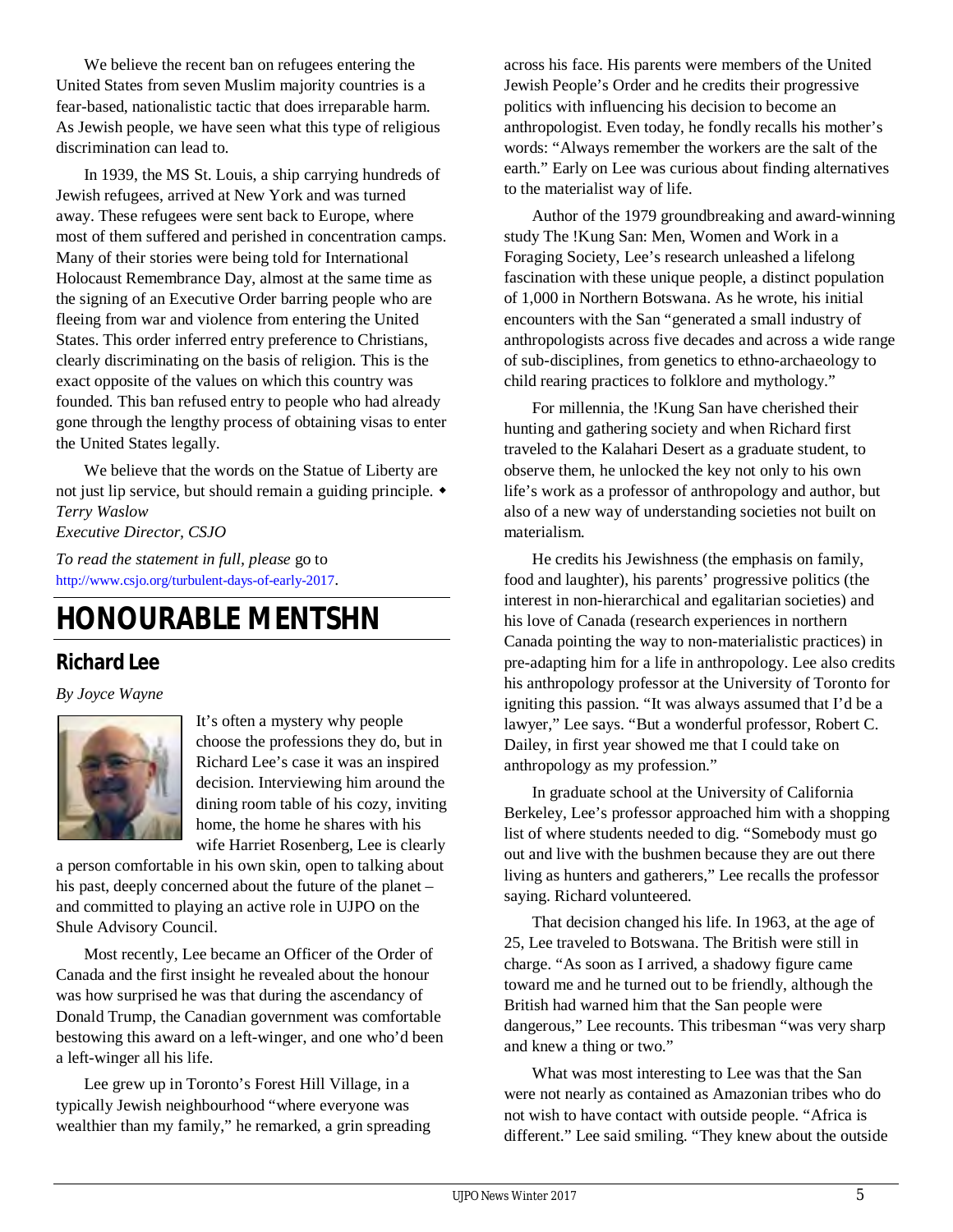We believe the recent ban on refugees entering the United States from seven Muslim majority countries is a fear-based, nationalistic tactic that does irreparable harm. As Jewish people, we have seen what this type of religious discrimination can lead to.

In 1939, the MS St. Louis, a ship carrying hundreds of Jewish refugees, arrived at New York and was turned away. These refugees were sent back to Europe, where most of them suffered and perished in concentration camps. Many of their stories were being told for International Holocaust Remembrance Day, almost at the same time as the signing of an Executive Order barring people who are fleeing from war and violence from entering the United States. This order inferred entry preference to Christians, clearly discriminating on the basis of religion. This is the exact opposite of the values on which this country was founded. This ban refused entry to people who had already gone through the lengthy process of obtaining visas to enter the United States legally.

We believe that the words on the Statue of Liberty are not just lip service, but should remain a guiding principle. ◆

*Terry Waslow*
*Executive Director, CSJO*

*To read the statement in full, please* go to http://www.csjo.org/turbulent-days-of-early-2017.

# HONOURABLE MENTSHN

## Richard Lee

*By Joyce Wayne*

It's often a mystery why people choose the professions they do, but in Richard Lee's case it was an inspired decision. Interviewing him around the dining room table of his cozy, inviting home, the home he shares with his wife Harriet Rosenberg, Lee is clearly a person comfortable in his own skin, open to talking about his past, deeply concerned about the future of the planet – and committed to playing an active role in UJPO on the Shule Advisory Council.

Most recently, Lee became an Officer of the Order of Canada and the first insight he revealed about the honour was how surprised he was that during the ascendancy of Donald Trump, the Canadian government was comfortable bestowing this award on a left-winger, and one who'd been a left-winger all his life.

Lee grew up in Toronto's Forest Hill Village, in a typically Jewish neighbourhood "where everyone was wealthier than my family," he remarked, a grin spreading across his face. His parents were members of the United Jewish People's Order and he credits their progressive politics with influencing his decision to become an anthropologist. Even today, he fondly recalls his mother's words: "Always remember the workers are the salt of the earth." Early on Lee was curious about finding alternatives to the materialist way of life.

Author of the 1979 groundbreaking and award-winning study The !Kung San: Men, Women and Work in a Foraging Society, Lee's research unleashed a lifelong fascination with these unique people, a distinct population of 1,000 in Northern Botswana. As he wrote, his initial encounters with the San "generated a small industry of anthropologists across five decades and across a wide range of sub-disciplines, from genetics to ethno-archaeology to child rearing practices to folklore and mythology."

For millennia, the !Kung San have cherished their hunting and gathering society and when Richard first traveled to the Kalahari Desert as a graduate student, to observe them, he unlocked the key not only to his own life's work as a professor of anthropology and author, but also of a new way of understanding societies not built on materialism.

He credits his Jewishness (the emphasis on family, food and laughter), his parents' progressive politics (the interest in non-hierarchical and egalitarian societies) and his love of Canada (research experiences in northern Canada pointing the way to non-materialistic practices) in pre-adapting him for a life in anthropology. Lee also credits his anthropology professor at the University of Toronto for igniting this passion. "It was always assumed that I'd be a lawyer," Lee says. "But a wonderful professor, Robert C. Dailey, in first year showed me that I could take on anthropology as my profession."

In graduate school at the University of California Berkeley, Lee's professor approached him with a shopping list of where students needed to dig. "Somebody must go out and live with the bushmen because they are out there living as hunters and gatherers," Lee recalls the professor saying. Richard volunteered.

That decision changed his life. In 1963, at the age of 25, Lee traveled to Botswana. The British were still in charge. "As soon as I arrived, a shadowy figure came toward me and he turned out to be friendly, although the British had warned him that the San people were dangerous," Lee recounts. This tribesman "was very sharp and knew a thing or two."

What was most interesting to Lee was that the San were not nearly as contained as Amazonian tribes who do not wish to have contact with outside people. "Africa is different." Lee said smiling. "They knew about the outside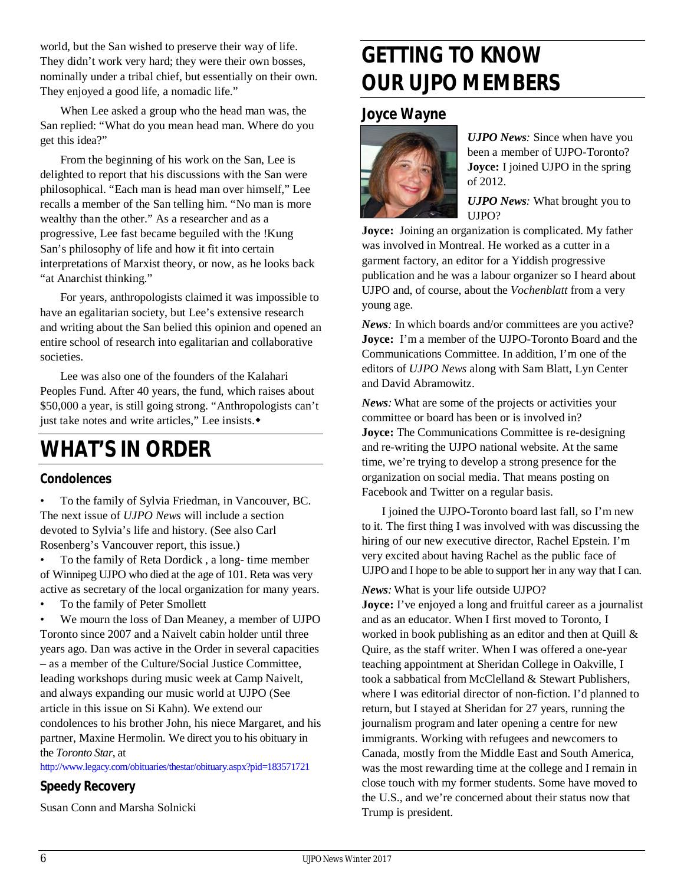world, but the San wished to preserve their way of life. They didn't work very hard; they were their own bosses, nominally under a tribal chief, but essentially on their own. They enjoyed a good life, a nomadic life."

When Lee asked a group who the head man was, the San replied: "What do you mean head man. Where do you get this idea?"

From the beginning of his work on the San, Lee is delighted to report that his discussions with the San were philosophical. "Each man is head man over himself," Lee recalls a member of the San telling him. "No man is more wealthy than the other." As a researcher and as a progressive, Lee fast became beguiled with the !Kung San's philosophy of life and how it fit into certain interpretations of Marxist theory, or now, as he looks back "at Anarchist thinking."

For years, anthropologists claimed it was impossible to have an egalitarian society, but Lee's extensive research and writing about the San belied this opinion and opened an entire school of research into egalitarian and collaborative societies.

Lee was also one of the founders of the Kalahari Peoples Fund. After 40 years, the fund, which raises about $50,000 a year, is still going strong. "Anthropologists can't just take notes and write articles," Lee insists.◆

# WHAT'S IN ORDER

## Condolences

- To the family of Sylvia Friedman, in Vancouver, BC. The next issue of *UJPO News* will include a section devoted to Sylvia's life and history. (See also Carl Rosenberg's Vancouver report, this issue.)
- To the family of Reta Dordick , a long- time member of Winnipeg UJPO who died at the age of 101. Reta was very active as secretary of the local organization for many years.
- To the family of Peter Smollett
- We mourn the loss of Dan Meaney, a member of UJPO Toronto since 2007 and a Naivelt cabin holder until three years ago. Dan was active in the Order in several capacities – as a member of the Culture/Social Justice Committee, leading workshops during music week at Camp Naivelt, and always expanding our music world at UJPO (See article in this issue on Si Kahn). We extend our condolences to his brother John, his niece Margaret, and his partner, Maxine Hermolin. We direct you to his obituary in the *Toronto Star*, at http://www.legacy.com/obituaries/thestar/obituary.aspx?pid=183571721

## Speedy Recovery

Susan Conn and Marsha Solnicki

# GETTING TO KNOW OUR UJPO MEMBERS

## Joyce Wayne

***UJPO News**:* Since when have you been a member of UJPO-Toronto?
**Joyce:** I joined UJPO in the spring of 2012.

***UJPO News**:* What brought you to UJPO?
**Joyce:** Joining an organization is complicated. My father was involved in Montreal. He worked as a cutter in a garment factory, an editor for a Yiddish progressive publication and he was a labour organizer so I heard about UJPO and, of course, about the *Vochenblatt* from a very young age.

***News**:* In which boards and/or committees are you active?
**Joyce:** I'm a member of the UJPO-Toronto Board and the Communications Committee. In addition, I'm one of the editors of *UJPO News* along with Sam Blatt, Lyn Center and David Abramowitz.

***News**:* What are some of the projects or activities your committee or board has been or is involved in?
**Joyce:** The Communications Committee is re-designing and re-writing the UJPO national website. At the same time, we're trying to develop a strong presence for the organization on social media. That means posting on Facebook and Twitter on a regular basis.

I joined the UJPO-Toronto board last fall, so I'm new to it. The first thing I was involved with was discussing the hiring of our new executive director, Rachel Epstein. I'm very excited about having Rachel as the public face of UJPO and I hope to be able to support her in any way that I can.

***News**:* What is your life outside UJPO?
**Joyce:** I've enjoyed a long and fruitful career as a journalist and as an educator. When I first moved to Toronto, I worked in book publishing as an editor and then at Quill & Quire, as the staff writer. When I was offered a one-year teaching appointment at Sheridan College in Oakville, I took a sabbatical from McClelland & Stewart Publishers, where I was editorial director of non-fiction. I'd planned to return, but I stayed at Sheridan for 27 years, running the journalism program and later opening a centre for new immigrants. Working with refugees and newcomers to Canada, mostly from the Middle East and South America, was the most rewarding time at the college and I remain in close touch with my former students. Some have moved to the U.S., and we're concerned about their status now that Trump is president.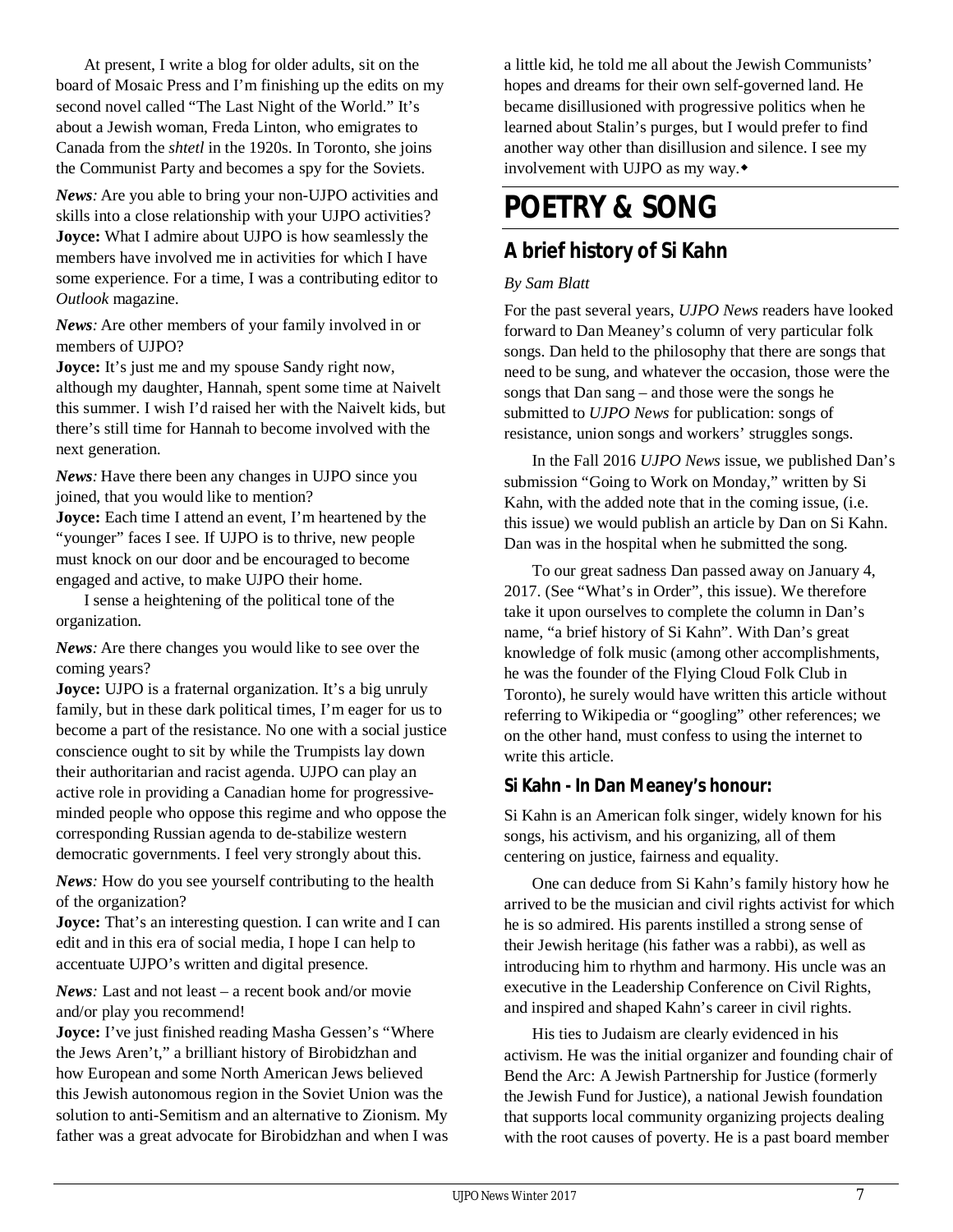At present, I write a blog for older adults, sit on the board of Mosaic Press and I'm finishing up the edits on my second novel called "The Last Night of the World." It's about a Jewish woman, Freda Linton, who emigrates to Canada from the *shtetl* in the 1920s. In Toronto, she joins the Communist Party and becomes a spy for the Soviets.

***News**:* Are you able to bring your non-UJPO activities and skills into a close relationship with your UJPO activities?
**Joyce:** What I admire about UJPO is how seamlessly the members have involved me in activities for which I have some experience. For a time, I was a contributing editor to *Outlook* magazine.

***News**:* Are other members of your family involved in or members of UJPO?
**Joyce:** It's just me and my spouse Sandy right now, although my daughter, Hannah, spent some time at Naivelt this summer. I wish I'd raised her with the Naivelt kids, but there's still time for Hannah to become involved with the next generation.

***News**:* Have there been any changes in UJPO since you joined, that you would like to mention?
**Joyce:** Each time I attend an event, I'm heartened by the "younger" faces I see. If UJPO is to thrive, new people must knock on our door and be encouraged to become engaged and active, to make UJPO their home.

I sense a heightening of the political tone of the organization.

***News**:* Are there changes you would like to see over the coming years?
**Joyce:** UJPO is a fraternal organization. It's a big unruly family, but in these dark political times, I'm eager for us to become a part of the resistance. No one with a social justice conscience ought to sit by while the Trumpists lay down their authoritarian and racist agenda. UJPO can play an active role in providing a Canadian home for progressive-minded people who oppose this regime and who oppose the corresponding Russian agenda to de-stabilize western democratic governments. I feel very strongly about this.

***News**:* How do you see yourself contributing to the health of the organization?
**Joyce:** That's an interesting question. I can write and I can edit and in this era of social media, I hope I can help to accentuate UJPO's written and digital presence.

***News**:* Last and not least – a recent book and/or movie and/or play you recommend!
**Joyce:** I've just finished reading Masha Gessen's "Where the Jews Aren't," a brilliant history of Birobidzhan and how European and some North American Jews believed this Jewish autonomous region in the Soviet Union was the solution to anti-Semitism and an alternative to Zionism. My father was a great advocate for Birobidzhan and when I was a little kid, he told me all about the Jewish Communists' hopes and dreams for their own self-governed land. He became disillusioned with progressive politics when he learned about Stalin's purges, but I would prefer to find another way other than disillusion and silence. I see my involvement with UJPO as my way.◆

# POETRY & SONG

## A brief history of Si Kahn

*By Sam Blatt*

For the past several years, *UJPO News* readers have looked forward to Dan Meaney's column of very particular folk songs. Dan held to the philosophy that there are songs that need to be sung, and whatever the occasion, those were the songs that Dan sang – and those were the songs he submitted to *UJPO News* for publication: songs of resistance, union songs and workers' struggles songs.

In the Fall 2016 *UJPO News* issue, we published Dan's submission "Going to Work on Monday," written by Si Kahn, with the added note that in the coming issue, (i.e. this issue) we would publish an article by Dan on Si Kahn. Dan was in the hospital when he submitted the song.

To our great sadness Dan passed away on January 4, 2017. (See "What's in Order", this issue). We therefore take it upon ourselves to complete the column in Dan's name, "a brief history of Si Kahn". With Dan's great knowledge of folk music (among other accomplishments, he was the founder of the Flying Cloud Folk Club in Toronto), he surely would have written this article without referring to Wikipedia or "googling" other references; we on the other hand, must confess to using the internet to write this article.

### Si Kahn - In Dan Meaney's honour:

Si Kahn is an American folk singer, widely known for his songs, his activism, and his organizing, all of them centering on justice, fairness and equality.

One can deduce from Si Kahn's family history how he arrived to be the musician and civil rights activist for which he is so admired. His parents instilled a strong sense of their Jewish heritage (his father was a rabbi), as well as introducing him to rhythm and harmony. His uncle was an executive in the Leadership Conference on Civil Rights, and inspired and shaped Kahn's career in civil rights.

His ties to Judaism are clearly evidenced in his activism. He was the initial organizer and founding chair of Bend the Arc: A Jewish Partnership for Justice (formerly the Jewish Fund for Justice), a national Jewish foundation that supports local community organizing projects dealing with the root causes of poverty. He is a past board member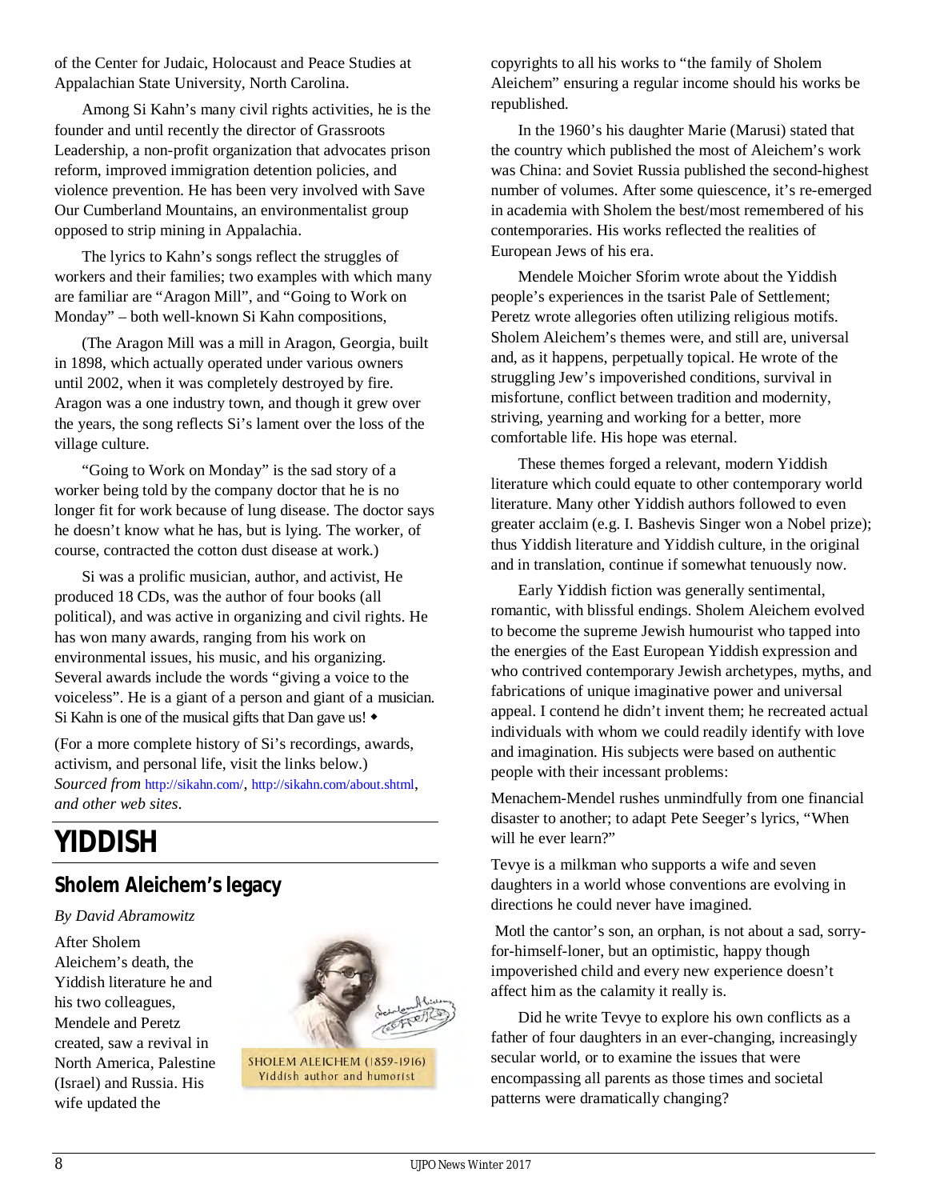of the Center for Judaic, Holocaust and Peace Studies at Appalachian State University, North Carolina.

Among Si Kahn's many civil rights activities, he is the founder and until recently the director of Grassroots Leadership, a non-profit organization that advocates prison reform, improved immigration detention policies, and violence prevention. He has been very involved with Save Our Cumberland Mountains, an environmentalist group opposed to strip mining in Appalachia.

The lyrics to Kahn's songs reflect the struggles of workers and their families; two examples with which many are familiar are "Aragon Mill", and "Going to Work on Monday" – both well-known Si Kahn compositions,

(The Aragon Mill was a mill in Aragon, Georgia, built in 1898, which actually operated under various owners until 2002, when it was completely destroyed by fire. Aragon was a one industry town, and though it grew over the years, the song reflects Si's lament over the loss of the village culture.

"Going to Work on Monday" is the sad story of a worker being told by the company doctor that he is no longer fit for work because of lung disease. The doctor says he doesn't know what he has, but is lying. The worker, of course, contracted the cotton dust disease at work.)

Si was a prolific musician, author, and activist, He produced 18 CDs, was the author of four books (all political), and was active in organizing and civil rights. He has won many awards, ranging from his work on environmental issues, his music, and his organizing. Several awards include the words "giving a voice to the voiceless". He is a giant of a person and giant of a musician. Si Kahn is one of the musical gifts that Dan gave us! ◆

(For a more complete history of Si's recordings, awards, activism, and personal life, visit the links below.)
*Sourced from* http://sikahn.com/, http://sikahn.com/about.shtml, *and other web sites*.

# YIDDISH

## Sholem Aleichem's legacy

*By David Abramowitz*

After Sholem Aleichem's death, the Yiddish literature he and his two colleagues, Mendele and Peretz created, saw a revival in North America, Palestine (Israel) and Russia. His wife updated the copyrights to all his works to "the family of Sholem Aleichem" ensuring a regular income should his works be republished.

SHOLEM ALEICHEM (1859-1916)
Yiddish author and humorist

In the 1960's his daughter Marie (Marusi) stated that the country which published the most of Aleichem's work was China: and Soviet Russia published the second-highest number of volumes. After some quiescence, it's re-emerged in academia with Sholem the best/most remembered of his contemporaries. His works reflected the realities of European Jews of his era.

Mendele Moicher Sforim wrote about the Yiddish people's experiences in the tsarist Pale of Settlement; Peretz wrote allegories often utilizing religious motifs. Sholem Aleichem's themes were, and still are, universal and, as it happens, perpetually topical. He wrote of the struggling Jew's impoverished conditions, survival in misfortune, conflict between tradition and modernity, striving, yearning and working for a better, more comfortable life. His hope was eternal.

These themes forged a relevant, modern Yiddish literature which could equate to other contemporary world literature. Many other Yiddish authors followed to even greater acclaim (e.g. I. Bashevis Singer won a Nobel prize); thus Yiddish literature and Yiddish culture, in the original and in translation, continue if somewhat tenuously now.

Early Yiddish fiction was generally sentimental, romantic, with blissful endings. Sholem Aleichem evolved to become the supreme Jewish humourist who tapped into the energies of the East European Yiddish expression and who contrived contemporary Jewish archetypes, myths, and fabrications of unique imaginative power and universal appeal. I contend he didn't invent them; he recreated actual individuals with whom we could readily identify with love and imagination. His subjects were based on authentic people with their incessant problems:

Menachem-Mendel rushes unmindfully from one financial disaster to another; to adapt Pete Seeger's lyrics, "When will he ever learn?"

Tevye is a milkman who supports a wife and seven daughters in a world whose conventions are evolving in directions he could never have imagined.

Motl the cantor's son, an orphan, is not about a sad, sorry-for-himself-loner, but an optimistic, happy though impoverished child and every new experience doesn't affect him as the calamity it really is.

Did he write Tevye to explore his own conflicts as a father of four daughters in an ever-changing, increasingly secular world, or to examine the issues that were encompassing all parents as those times and societal patterns were dramatically changing?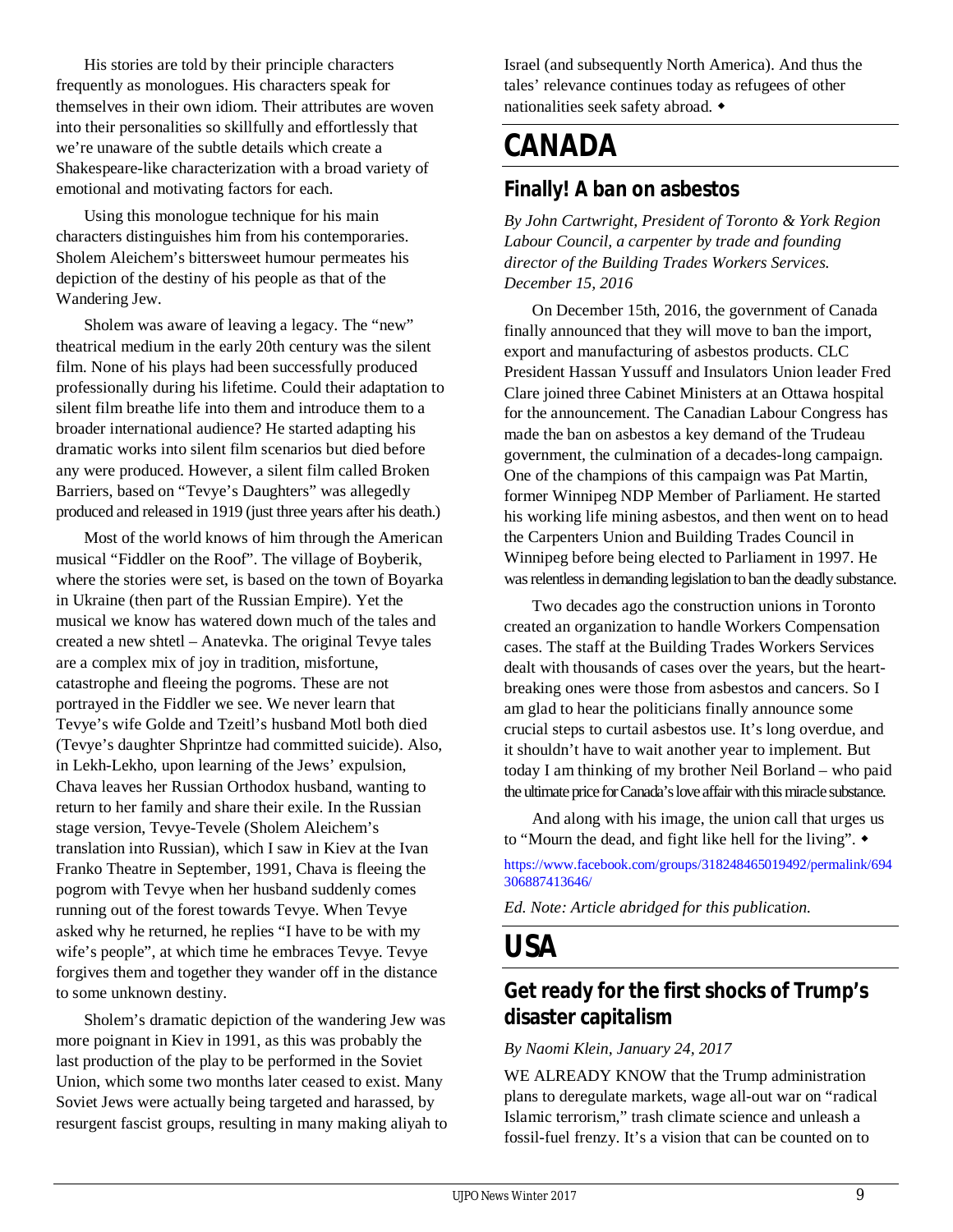His stories are told by their principle characters frequently as monologues. His characters speak for themselves in their own idiom. Their attributes are woven into their personalities so skillfully and effortlessly that we're unaware of the subtle details which create a Shakespeare-like characterization with a broad variety of emotional and motivating factors for each.

Using this monologue technique for his main characters distinguishes him from his contemporaries. Sholem Aleichem's bittersweet humour permeates his depiction of the destiny of his people as that of the Wandering Jew.

Sholem was aware of leaving a legacy. The "new" theatrical medium in the early 20th century was the silent film. None of his plays had been successfully produced professionally during his lifetime. Could their adaptation to silent film breathe life into them and introduce them to a broader international audience? He started adapting his dramatic works into silent film scenarios but died before any were produced. However, a silent film called Broken Barriers, based on "Tevye's Daughters" was allegedly produced and released in 1919 (just three years after his death.)

Most of the world knows of him through the American musical "Fiddler on the Roof". The village of Boyberik, where the stories were set, is based on the town of Boyarka in Ukraine (then part of the Russian Empire). Yet the musical we know has watered down much of the tales and created a new shtetl – Anatevka. The original Tevye tales are a complex mix of joy in tradition, misfortune, catastrophe and fleeing the pogroms. These are not portrayed in the Fiddler we see. We never learn that Tevye's wife Golde and Tzeitl's husband Motl both died (Tevye's daughter Shprintze had committed suicide). Also, in Lekh-Lekho, upon learning of the Jews' expulsion, Chava leaves her Russian Orthodox husband, wanting to return to her family and share their exile. In the Russian stage version, Tevye-Tevele (Sholem Aleichem's translation into Russian), which I saw in Kiev at the Ivan Franko Theatre in September, 1991, Chava is fleeing the pogrom with Tevye when her husband suddenly comes running out of the forest towards Tevye. When Tevye asked why he returned, he replies "I have to be with my wife's people", at which time he embraces Tevye. Tevye forgives them and together they wander off in the distance to some unknown destiny.

Sholem's dramatic depiction of the wandering Jew was more poignant in Kiev in 1991, as this was probably the last production of the play to be performed in the Soviet Union, which some two months later ceased to exist. Many Soviet Jews were actually being targeted and harassed, by resurgent fascist groups, resulting in many making aliyah to Israel (and subsequently North America). And thus the tales' relevance continues today as refugees of other nationalities seek safety abroad. ◆

# CANADA

## Finally! A ban on asbestos

*By John Cartwright, President of Toronto & York Region Labour Council, a carpenter by trade and founding director of the Building Trades Workers Services. December 15, 2016*

On December 15th, 2016, the government of Canada finally announced that they will move to ban the import, export and manufacturing of asbestos products. CLC President Hassan Yussuff and Insulators Union leader Fred Clare joined three Cabinet Ministers at an Ottawa hospital for the announcement. The Canadian Labour Congress has made the ban on asbestos a key demand of the Trudeau government, the culmination of a decades-long campaign. One of the champions of this campaign was Pat Martin, former Winnipeg NDP Member of Parliament. He started his working life mining asbestos, and then went on to head the Carpenters Union and Building Trades Council in Winnipeg before being elected to Parliament in 1997. He was relentless in demanding legislation to ban the deadly substance.

Two decades ago the construction unions in Toronto created an organization to handle Workers Compensation cases. The staff at the Building Trades Workers Services dealt with thousands of cases over the years, but the heart-breaking ones were those from asbestos and cancers. So I am glad to hear the politicians finally announce some crucial steps to curtail asbestos use. It's long overdue, and it shouldn't have to wait another year to implement. But today I am thinking of my brother Neil Borland – who paid the ultimate price for Canada's love affair with this miracle substance.

And along with his image, the union call that urges us to "Mourn the dead, and fight like hell for the living". ◆

https://www.facebook.com/groups/318248465019492/permalink/694306887413646/

*Ed. Note: Article abridged for this publication.*

# USA

## Get ready for the first shocks of Trump's disaster capitalism

*By Naomi Klein, January 24, 2017*

WE ALREADY KNOW that the Trump administration plans to deregulate markets, wage all-out war on "radical Islamic terrorism," trash climate science and unleash a fossil-fuel frenzy. It's a vision that can be counted on to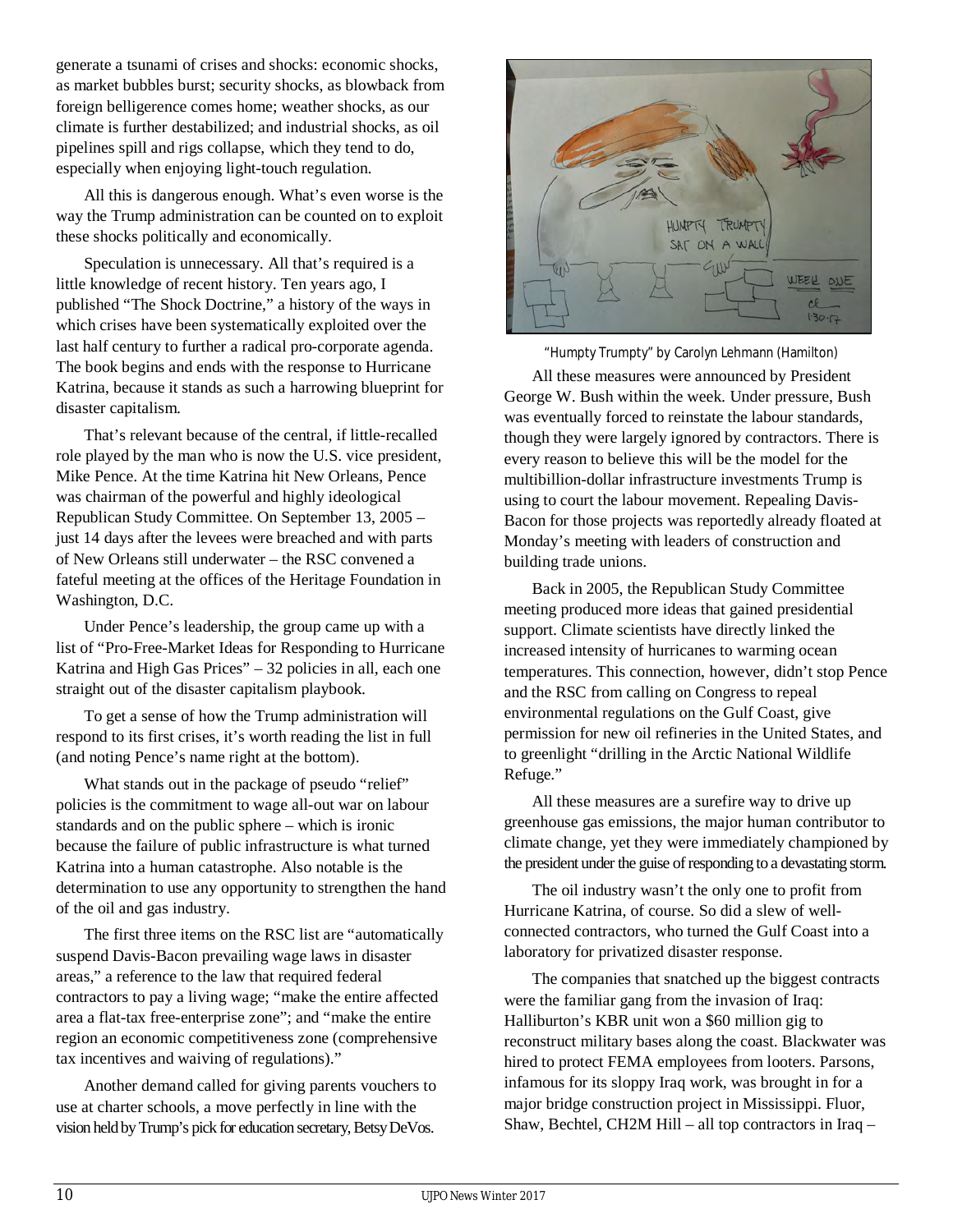generate a tsunami of crises and shocks: economic shocks, as market bubbles burst; security shocks, as blowback from foreign belligerence comes home; weather shocks, as our climate is further destabilized; and industrial shocks, as oil pipelines spill and rigs collapse, which they tend to do, especially when enjoying light-touch regulation.

All this is dangerous enough. What's even worse is the way the Trump administration can be counted on to exploit these shocks politically and economically.

Speculation is unnecessary. All that's required is a little knowledge of recent history. Ten years ago, I published "The Shock Doctrine," a history of the ways in which crises have been systematically exploited over the last half century to further a radical pro-corporate agenda. The book begins and ends with the response to Hurricane Katrina, because it stands as such a harrowing blueprint for disaster capitalism.

That's relevant because of the central, if little-recalled role played by the man who is now the U.S. vice president, Mike Pence. At the time Katrina hit New Orleans, Pence was chairman of the powerful and highly ideological Republican Study Committee. On September 13, 2005 – just 14 days after the levees were breached and with parts of New Orleans still underwater – the RSC convened a fateful meeting at the offices of the Heritage Foundation in Washington, D.C.

Under Pence's leadership, the group came up with a list of "Pro-Free-Market Ideas for Responding to Hurricane Katrina and High Gas Prices" – 32 policies in all, each one straight out of the disaster capitalism playbook.

To get a sense of how the Trump administration will respond to its first crises, it's worth reading the list in full (and noting Pence's name right at the bottom).

What stands out in the package of pseudo "relief" policies is the commitment to wage all-out war on labour standards and on the public sphere – which is ironic because the failure of public infrastructure is what turned Katrina into a human catastrophe. Also notable is the determination to use any opportunity to strengthen the hand of the oil and gas industry.

The first three items on the RSC list are "automatically suspend Davis-Bacon prevailing wage laws in disaster areas," a reference to the law that required federal contractors to pay a living wage; "make the entire affected area a flat-tax free-enterprise zone"; and "make the entire region an economic competitiveness zone (comprehensive tax incentives and waiving of regulations)."

Another demand called for giving parents vouchers to use at charter schools, a move perfectly in line with the vision held by Trump's pick for education secretary, Betsy DeVos.

"Humpty Trumpty" by Carolyn Lehmann (Hamilton)

All these measures were announced by President George W. Bush within the week. Under pressure, Bush was eventually forced to reinstate the labour standards, though they were largely ignored by contractors. There is every reason to believe this will be the model for the multibillion-dollar infrastructure investments Trump is using to court the labour movement. Repealing Davis-Bacon for those projects was reportedly already floated at Monday's meeting with leaders of construction and building trade unions.

Back in 2005, the Republican Study Committee meeting produced more ideas that gained presidential support. Climate scientists have directly linked the increased intensity of hurricanes to warming ocean temperatures. This connection, however, didn't stop Pence and the RSC from calling on Congress to repeal environmental regulations on the Gulf Coast, give permission for new oil refineries in the United States, and to greenlight "drilling in the Arctic National Wildlife Refuge."

All these measures are a surefire way to drive up greenhouse gas emissions, the major human contributor to climate change, yet they were immediately championed by the president under the guise of responding to a devastating storm.

The oil industry wasn't the only one to profit from Hurricane Katrina, of course. So did a slew of well-connected contractors, who turned the Gulf Coast into a laboratory for privatized disaster response.

The companies that snatched up the biggest contracts were the familiar gang from the invasion of Iraq: Halliburton's KBR unit won a $60 million gig to reconstruct military bases along the coast. Blackwater was hired to protect FEMA employees from looters. Parsons, infamous for its sloppy Iraq work, was brought in for a major bridge construction project in Mississippi. Fluor, Shaw, Bechtel, CH2M Hill – all top contractors in Iraq –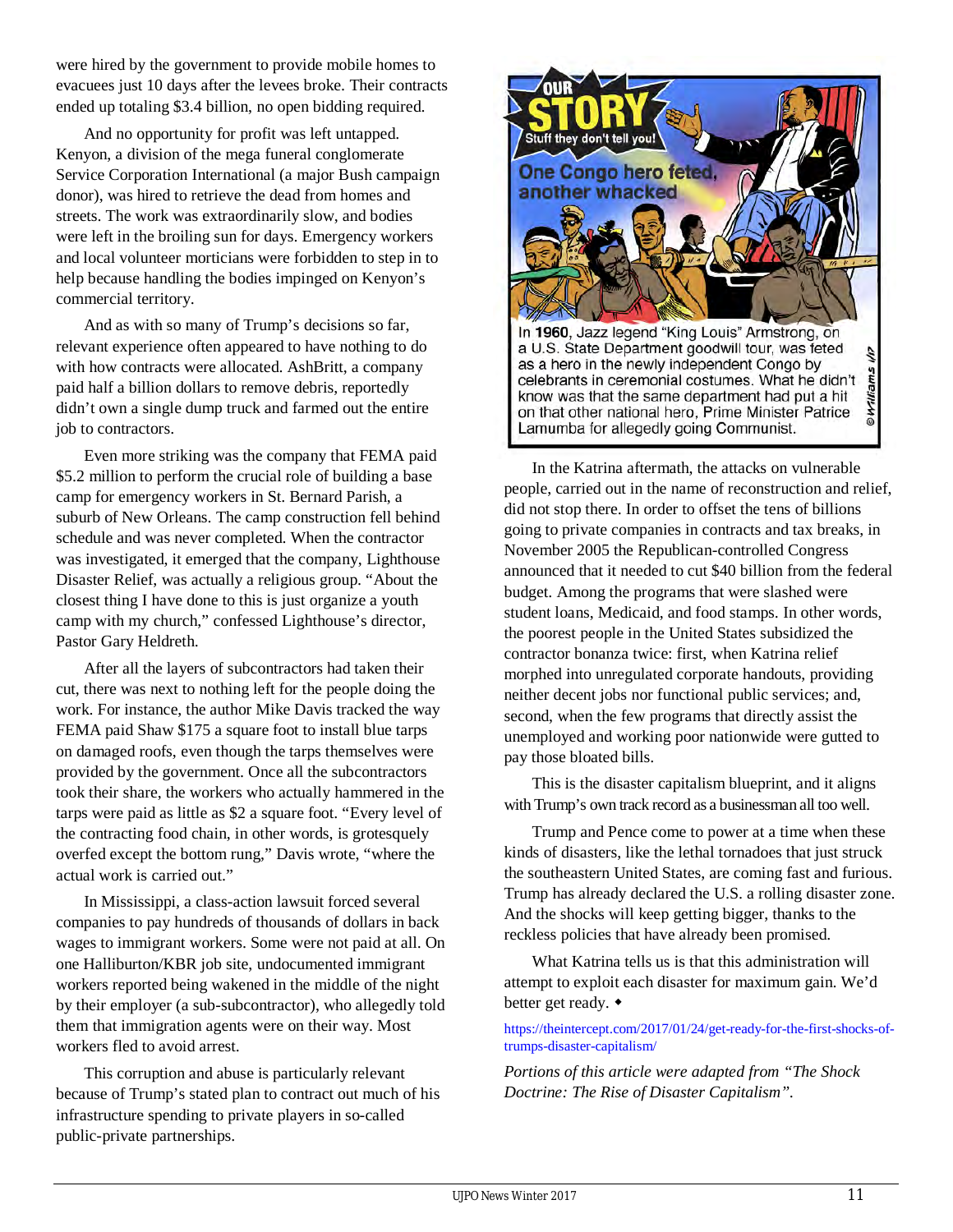were hired by the government to provide mobile homes to evacuees just 10 days after the levees broke. Their contracts ended up totaling $3.4 billion, no open bidding required.

And no opportunity for profit was left untapped. Kenyon, a division of the mega funeral conglomerate Service Corporation International (a major Bush campaign donor), was hired to retrieve the dead from homes and streets. The work was extraordinarily slow, and bodies were left in the broiling sun for days. Emergency workers and local volunteer morticians were forbidden to step in to help because handling the bodies impinged on Kenyon's commercial territory.

And as with so many of Trump's decisions so far, relevant experience often appeared to have nothing to do with how contracts were allocated. AshBritt, a company paid half a billion dollars to remove debris, reportedly didn't own a single dump truck and farmed out the entire job to contractors.

Even more striking was the company that FEMA paid $5.2 million to perform the crucial role of building a base camp for emergency workers in St. Bernard Parish, a suburb of New Orleans. The camp construction fell behind schedule and was never completed. When the contractor was investigated, it emerged that the company, Lighthouse Disaster Relief, was actually a religious group. "About the closest thing I have done to this is just organize a youth camp with my church," confessed Lighthouse's director, Pastor Gary Heldreth.

After all the layers of subcontractors had taken their cut, there was next to nothing left for the people doing the work. For instance, the author Mike Davis tracked the way FEMA paid Shaw $175 a square foot to install blue tarps on damaged roofs, even though the tarps themselves were provided by the government. Once all the subcontractors took their share, the workers who actually hammered in the tarps were paid as little as $2 a square foot. "Every level of the contracting food chain, in other words, is grotesquely overfed except the bottom rung," Davis wrote, "where the actual work is carried out."

In Mississippi, a class-action lawsuit forced several companies to pay hundreds of thousands of dollars in back wages to immigrant workers. Some were not paid at all. On one Halliburton/KBR job site, undocumented immigrant workers reported being wakened in the middle of the night by their employer (a sub-subcontractor), who allegedly told them that immigration agents were on their way. Most workers fled to avoid arrest.

This corruption and abuse is particularly relevant because of Trump's stated plan to contract out much of his infrastructure spending to private players in so-called public-private partnerships.

**OUR STORY** — Stuff they don't tell you!

**One Congo hero feted, another whacked**

In **1960**, Jazz legend "King Louis" Armstrong, on a U.S. State Department goodwill tour, was feted as a hero in the newly independent Congo by celebrants in ceremonial costumes. What he didn't know was that the same department had put a hit on that other national hero, Prime Minister Patrice Lamumba for allegedly going Communist.

©Williams i/17

In the Katrina aftermath, the attacks on vulnerable people, carried out in the name of reconstruction and relief, did not stop there. In order to offset the tens of billions going to private companies in contracts and tax breaks, in November 2005 the Republican-controlled Congress announced that it needed to cut $40 billion from the federal budget. Among the programs that were slashed were student loans, Medicaid, and food stamps. In other words, the poorest people in the United States subsidized the contractor bonanza twice: first, when Katrina relief morphed into unregulated corporate handouts, providing neither decent jobs nor functional public services; and, second, when the few programs that directly assist the unemployed and working poor nationwide were gutted to pay those bloated bills.

This is the disaster capitalism blueprint, and it aligns with Trump's own track record as a businessman all too well.

Trump and Pence come to power at a time when these kinds of disasters, like the lethal tornadoes that just struck the southeastern United States, are coming fast and furious. Trump has already declared the U.S. a rolling disaster zone. And the shocks will keep getting bigger, thanks to the reckless policies that have already been promised.

What Katrina tells us is that this administration will attempt to exploit each disaster for maximum gain. We'd better get ready. ◆

https://theintercept.com/2017/01/24/get-ready-for-the-first-shocks-of-trumps-disaster-capitalism/

*Portions of this article were adapted from "The Shock Doctrine: The Rise of Disaster Capitalism".*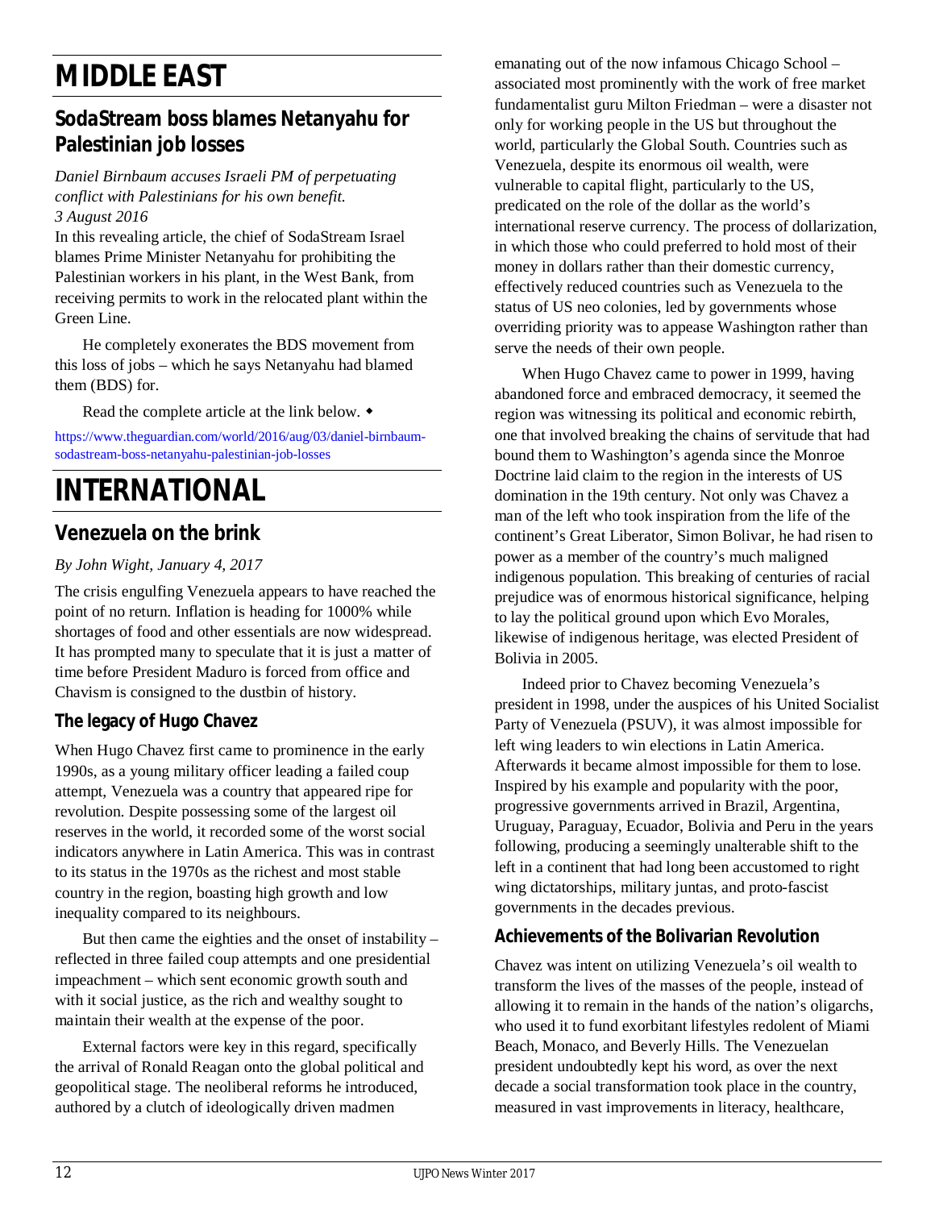# MIDDLE EAST

## SodaStream boss blames Netanyahu for Palestinian job losses

*Daniel Birnbaum accuses Israeli PM of perpetuating conflict with Palestinians for his own benefit.*
*3 August 2016*

In this revealing article, the chief of SodaStream Israel blames Prime Minister Netanyahu for prohibiting the Palestinian workers in his plant, in the West Bank, from receiving permits to work in the relocated plant within the Green Line.

He completely exonerates the BDS movement from this loss of jobs – which he says Netanyahu had blamed them (BDS) for.

Read the complete article at the link below. ◆

https://www.theguardian.com/world/2016/aug/03/daniel-birnbaum-sodastream-boss-netanyahu-palestinian-job-losses

# INTERNATIONAL

## Venezuela on the brink

*By John Wight, January 4, 2017*

The crisis engulfing Venezuela appears to have reached the point of no return. Inflation is heading for 1000% while shortages of food and other essentials are now widespread. It has prompted many to speculate that it is just a matter of time before President Maduro is forced from office and Chavism is consigned to the dustbin of history.

### The legacy of Hugo Chavez

When Hugo Chavez first came to prominence in the early 1990s, as a young military officer leading a failed coup attempt, Venezuela was a country that appeared ripe for revolution. Despite possessing some of the largest oil reserves in the world, it recorded some of the worst social indicators anywhere in Latin America. This was in contrast to its status in the 1970s as the richest and most stable country in the region, boasting high growth and low inequality compared to its neighbours.

But then came the eighties and the onset of instability – reflected in three failed coup attempts and one presidential impeachment – which sent economic growth south and with it social justice, as the rich and wealthy sought to maintain their wealth at the expense of the poor.

External factors were key in this regard, specifically the arrival of Ronald Reagan onto the global political and geopolitical stage. The neoliberal reforms he introduced, authored by a clutch of ideologically driven madmen emanating out of the now infamous Chicago School – associated most prominently with the work of free market fundamentalist guru Milton Friedman – were a disaster not only for working people in the US but throughout the world, particularly the Global South. Countries such as Venezuela, despite its enormous oil wealth, were vulnerable to capital flight, particularly to the US, predicated on the role of the dollar as the world's international reserve currency. The process of dollarization, in which those who could preferred to hold most of their money in dollars rather than their domestic currency, effectively reduced countries such as Venezuela to the status of US neo colonies, led by governments whose overriding priority was to appease Washington rather than serve the needs of their own people.

When Hugo Chavez came to power in 1999, having abandoned force and embraced democracy, it seemed the region was witnessing its political and economic rebirth, one that involved breaking the chains of servitude that had bound them to Washington's agenda since the Monroe Doctrine laid claim to the region in the interests of US domination in the 19th century. Not only was Chavez a man of the left who took inspiration from the life of the continent's Great Liberator, Simon Bolivar, he had risen to power as a member of the country's much maligned indigenous population. This breaking of centuries of racial prejudice was of enormous historical significance, helping to lay the political ground upon which Evo Morales, likewise of indigenous heritage, was elected President of Bolivia in 2005.

Indeed prior to Chavez becoming Venezuela's president in 1998, under the auspices of his United Socialist Party of Venezuela (PSUV), it was almost impossible for left wing leaders to win elections in Latin America. Afterwards it became almost impossible for them to lose. Inspired by his example and popularity with the poor, progressive governments arrived in Brazil, Argentina, Uruguay, Paraguay, Ecuador, Bolivia and Peru in the years following, producing a seemingly unalterable shift to the left in a continent that had long been accustomed to right wing dictatorships, military juntas, and proto-fascist governments in the decades previous.

### Achievements of the Bolivarian Revolution

Chavez was intent on utilizing Venezuela's oil wealth to transform the lives of the masses of the people, instead of allowing it to remain in the hands of the nation's oligarchs, who used it to fund exorbitant lifestyles redolent of Miami Beach, Monaco, and Beverly Hills. The Venezuelan president undoubtedly kept his word, as over the next decade a social transformation took place in the country, measured in vast improvements in literacy, healthcare,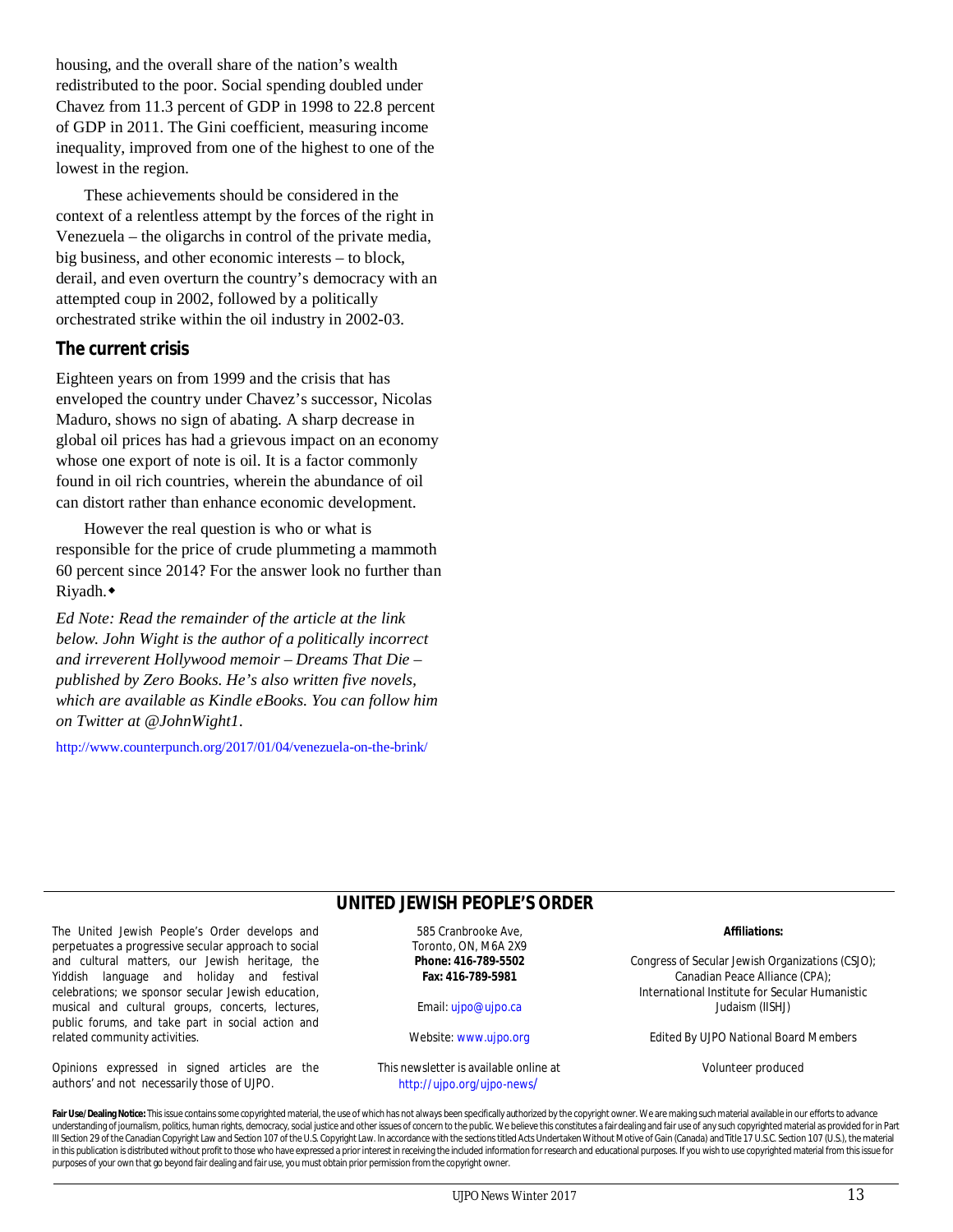housing, and the overall share of the nation's wealth redistributed to the poor. Social spending doubled under Chavez from 11.3 percent of GDP in 1998 to 22.8 percent of GDP in 2011. The Gini coefficient, measuring income inequality, improved from one of the highest to one of the lowest in the region.

These achievements should be considered in the context of a relentless attempt by the forces of the right in Venezuela – the oligarchs in control of the private media, big business, and other economic interests – to block, derail, and even overturn the country's democracy with an attempted coup in 2002, followed by a politically orchestrated strike within the oil industry in 2002-03.

### The current crisis

Eighteen years on from 1999 and the crisis that has enveloped the country under Chavez's successor, Nicolas Maduro, shows no sign of abating. A sharp decrease in global oil prices has had a grievous impact on an economy whose one export of note is oil. It is a factor commonly found in oil rich countries, wherein the abundance of oil can distort rather than enhance economic development.

However the real question is who or what is responsible for the price of crude plummeting a mammoth 60 percent since 2014? For the answer look no further than Riyadh.◆

*Ed Note: Read the remainder of the article at the link below. John Wight is the author of a politically incorrect and irreverent Hollywood memoir – Dreams That Die – published by Zero Books. He's also written five novels, which are available as Kindle eBooks. You can follow him on Twitter at @JohnWight1.*

http://www.counterpunch.org/2017/01/04/venezuela-on-the-brink/

---

## UNITED JEWISH PEOPLE'S ORDER

The United Jewish People's Order develops and perpetuates a progressive secular approach to social and cultural matters, our Jewish heritage, the Yiddish language and holiday and festival celebrations; we sponsor secular Jewish education, musical and cultural groups, concerts, lectures, public forums, and take part in social action and related community activities.

Opinions expressed in signed articles are the authors' and not necessarily those of UJPO.

585 Cranbrooke Ave,
Toronto, ON, M6A 2X9
**Phone: 416-789-5502**
**Fax: 416-789-5981**

Email: ujpo@ujpo.ca

Website: www.ujpo.org

This newsletter is available online at
http://ujpo.org/ujpo-news/

**Affiliations:**

Congress of Secular Jewish Organizations (CSJO);
Canadian Peace Alliance (CPA);
International Institute for Secular Humanistic Judaism (IISHJ)

Edited By UJPO National Board Members

Volunteer produced

**Fair Use/Dealing Notice:** This issue contains some copyrighted material, the use of which has not always been specifically authorized by the copyright owner. We are making such material available in our efforts to advance understanding of journalism, politics, human rights, democracy, social justice and other issues of concern to the public. We believe this constitutes a fair dealing and fair use of any such copyrighted material as provided for in Part III Section 29 of the Canadian Copyright Law and Section 107 of the U.S. Copyright Law. In accordance with the sections titled Acts Undertaken Without Motive of Gain (Canada) and Title 17 U.S.C. Section 107 (U.S.), the material in this publication is distributed without profit to those who have expressed a prior interest in receiving the included information for research and educational purposes. If you wish to use copyrighted material from this issue for purposes of your own that go beyond fair dealing and fair use, you must obtain prior permission from the copyright owner.